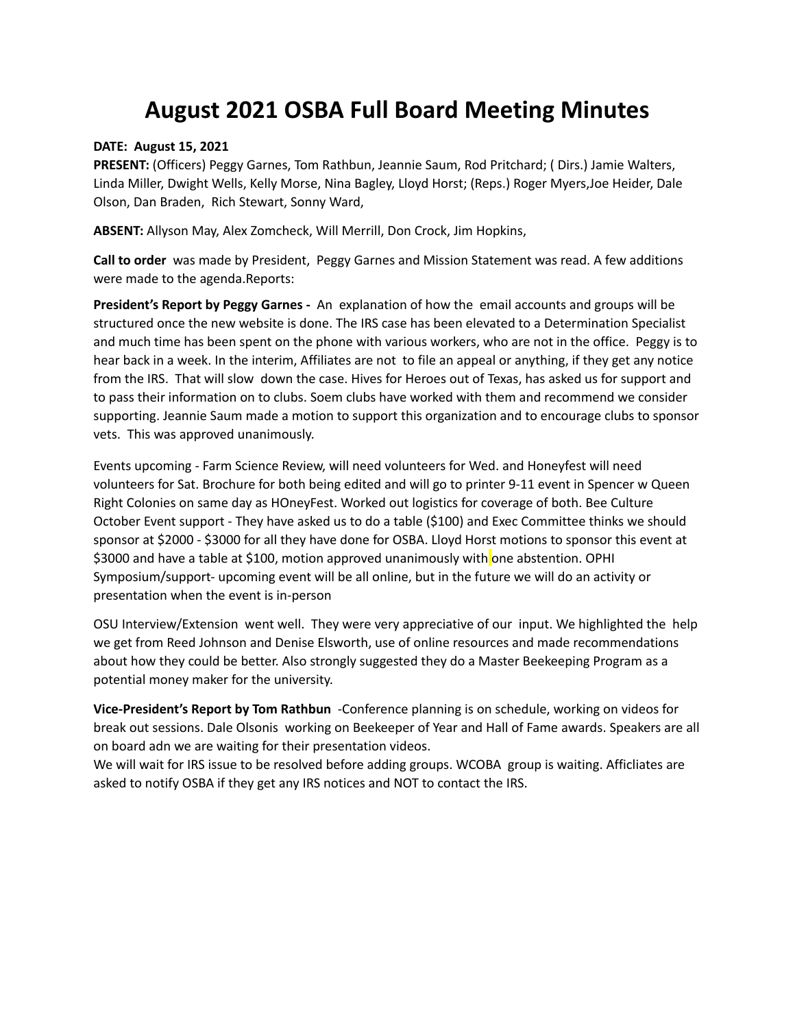# August 2021 OSBA Full Board Meeting Minutes

**DATE: August 15, 2021**

**PRESENT:** (Officers) Peggy Garnes, Tom Rathbun, Jeannie Saum, Rod Pritchard; ( Dirs.) Jamie Walters, Linda Miller, Dwight Wells, Kelly Morse, Nina Bagley, Lloyd Horst; (Reps.) Roger Myers,Joe Heider, Dale Olson, Dan Braden, Rich Stewart, Sonny Ward,

**ABSENT:** Allyson May, Alex Zomcheck, Will Merrill, Don Crock, Jim Hopkins,

**Call to order** was made by President, Peggy Garnes and Mission Statement was read. A few additions were made to the agenda.Reports:

**President's Report by Peggy Garnes -** An explanation of how the email accounts and groups will be structured once the new website is done. The IRS case has been elevated to a Determination Specialist and much time has been spent on the phone with various workers, who are not in the office. Peggy is to hear back in a week. In the interim, Affiliates are not to file an appeal or anything, if they get any notice from the IRS. That will slow down the case. Hives for Heroes out of Texas, has asked us for support and to pass their information on to clubs. Soem clubs have worked with them and recommend we consider supporting. Jeannie Saum made a motion to support this organization and to encourage clubs to sponsor vets. This was approved unanimously.

Events upcoming - Farm Science Review, will need volunteers for Wed. and Honeyfest will need volunteers for Sat. Brochure for both being edited and will go to printer 9-11 event in Spencer w Queen Right Colonies on same day as HOneyFest. Worked out logistics for coverage of both. Bee Culture October Event support - They have asked us to do a table ($100) and Exec Committee thinks we should sponsor at $2000 - $3000 for all they have done for OSBA. Lloyd Horst motions to sponsor this event at $3000 and have a table at $100, motion approved unanimously with one abstention. OPHI Symposium/support- upcoming event will be all online, but in the future we will do an activity or presentation when the event is in-person

OSU Interview/Extension went well. They were very appreciative of our input. We highlighted the help we get from Reed Johnson and Denise Elsworth, use of online resources and made recommendations about how they could be better. Also strongly suggested they do a Master Beekeeping Program as a potential money maker for the university.

**Vice-President's Report by Tom Rathbun** -Conference planning is on schedule, working on videos for break out sessions. Dale Olsonis working on Beekeeper of Year and Hall of Fame awards. Speakers are all on board adn we are waiting for their presentation videos.
We will wait for IRS issue to be resolved before adding groups. WCOBA group is waiting. Afficliates are asked to notify OSBA if they get any IRS notices and NOT to contact the IRS.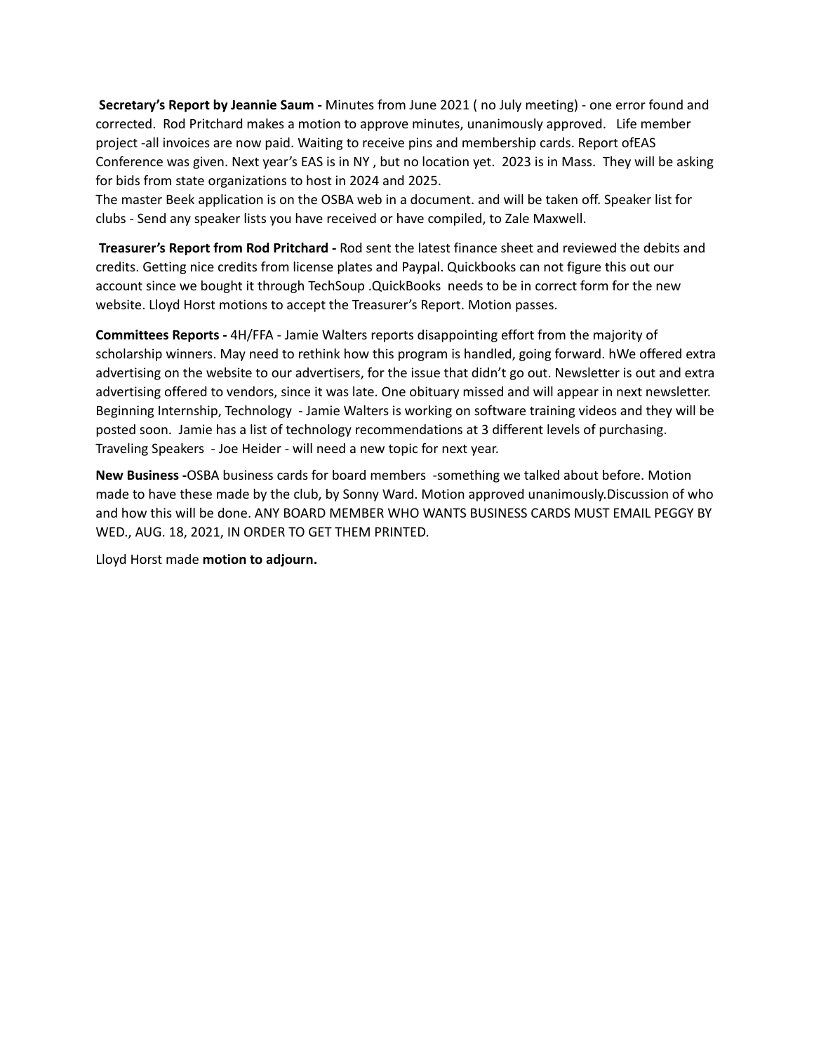**Secretary's Report by Jeannie Saum -** Minutes from June 2021 ( no July meeting) - one error found and corrected. Rod Pritchard makes a motion to approve minutes, unanimously approved. Life member project -all invoices are now paid. Waiting to receive pins and membership cards. Report ofEAS Conference was given. Next year's EAS is in NY , but no location yet. 2023 is in Mass. They will be asking for bids from state organizations to host in 2024 and 2025.
The master Beek application is on the OSBA web in a document. and will be taken off. Speaker list for clubs - Send any speaker lists you have received or have compiled, to Zale Maxwell.

**Treasurer's Report from Rod Pritchard -** Rod sent the latest finance sheet and reviewed the debits and credits. Getting nice credits from license plates and Paypal. Quickbooks can not figure this out our account since we bought it through TechSoup .QuickBooks needs to be in correct form for the new website. Lloyd Horst motions to accept the Treasurer's Report. Motion passes.

**Committees Reports -** 4H/FFA - Jamie Walters reports disappointing effort from the majority of scholarship winners. May need to rethink how this program is handled, going forward. hWe offered extra advertising on the website to our advertisers, for the issue that didn't go out. Newsletter is out and extra advertising offered to vendors, since it was late. One obituary missed and will appear in next newsletter. Beginning Internship, Technology - Jamie Walters is working on software training videos and they will be posted soon. Jamie has a list of technology recommendations at 3 different levels of purchasing. Traveling Speakers - Joe Heider - will need a new topic for next year.

**New Business -**OSBA business cards for board members -something we talked about before. Motion made to have these made by the club, by Sonny Ward. Motion approved unanimously.Discussion of who and how this will be done. ANY BOARD MEMBER WHO WANTS BUSINESS CARDS MUST EMAIL PEGGY BY WED., AUG. 18, 2021, IN ORDER TO GET THEM PRINTED.

Lloyd Horst made **motion to adjourn.**